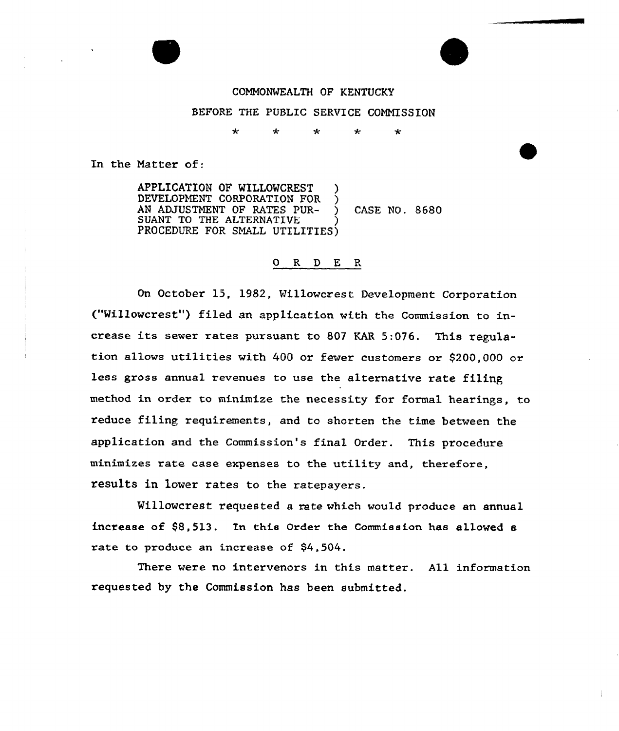COMMONWEALTH OF KENTUCKY

BEFORE THE PUBLIC SERVICE COMMISSION

\* \* \* \* \*

In the Matter of:

APPLICATION OF WILLOWCREST DEVELOPMENT CORPORATION FOR AN ADJUSTMENT OF RATES PURSUANT TO THE ALTERNATIVE PROCEDURE FOR SMALL UTILITIES ) CASE NO. 8680

## O R D E R

On October 15, 1982, Willowcrest Development Corporation ("Willowcrest") filed an application with the Commission to increase its sewer rates pursuant to 807 KAR 5:076. This regulation allows utilities with 400 or fewer customers or $200,000 or less gross annual revenues to use the alternative rate filing method in order to minimize the necessity for formal hearings, to reduce filing requirements, and to shorten the time between the application and the Commission's final Order. This procedure minimizes rate case expenses to the utility and, therefore, results in lower rates to the ratepayers.

Willowcrest requested a rate which would produce an annual increase of $8,513. In this Order the Commission has allowed a rate to produce an increase of $4,504.

There were no intervenors in this matter. All information requested by the Commission has been submitted.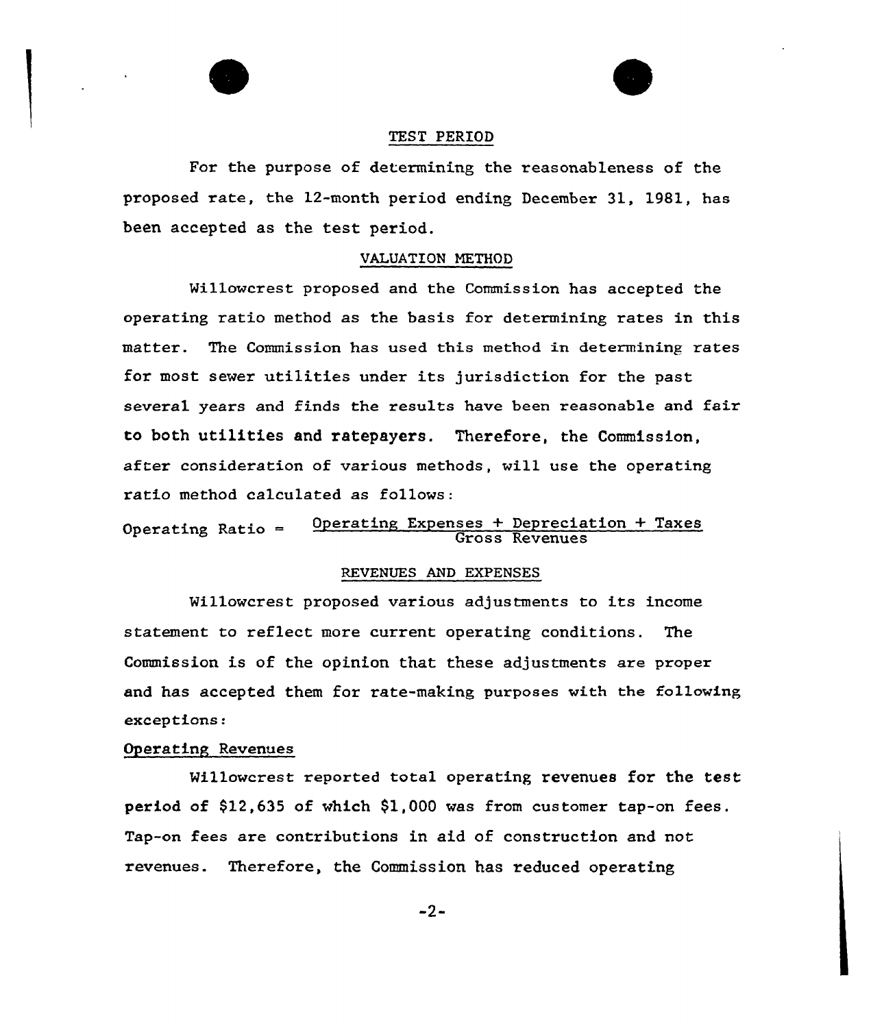## TEST PERIOD

For the purpose of determining the reasonableness of the proposed rate, the 12-month period ending December 31, 1981, has been accepted as the test period.

## VALUATION METHOD

Willowcrest proposed and the Commission has accepted the operating ratio method as the basis for determining rates in this matter. The Commission has used this method in determining rates for most sewer utilities under its jurisdiction for the past several years and finds the results have been reasonable and fair to both utilities and ratepayers. Therefore, the Commission, after consideration of various methods, will use the operating ratio method calculated as follows:

$$\text{Operating Ratio} = \frac{\text{Operating Expenses} + \text{Depreciation} + \text{Taxes}}{\text{Gross Revenues}}$$

## REVENUES AND EXPENSES

Willowcrest proposed various adjustments to its income statement to reflect more current operating conditions. The Commission is of the opinion that these adjustments are proper and has accepted them for rate-making purposes with the following exceptions:

### Operating Revenues

Willowcrest reported total operating revenues for the test period of $12,635 of which $1,000 was from customer tap-on fees. Tap-on fees are contributions in aid of construction and not revenues. Therefore, the Commission has reduced operating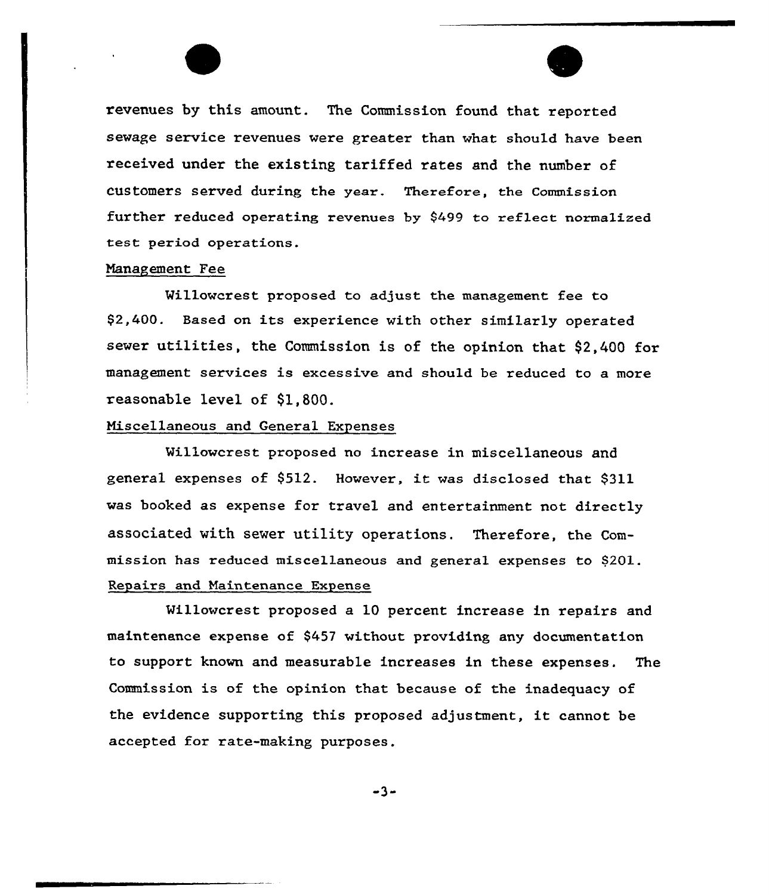revenues by this amount. The Commission found that reported sewage service revenues were greater than what should have been received under the existing tariffed rates and the number of customers served during the year. Therefore, the Commission further reduced operating revenues by $499 to reflect normalized test period operations.

Management Fee

Willowcrest proposed to adjust the management fee to $2,400. Based on its experience with other similarly operated sewer utilities, the Commission is of the opinion that $2,400 for management services is excessive and should be reduced to a more reasonable level of $1,800.

Miscellaneous and General Expenses

Willowcrest proposed no increase in miscellaneous and general expenses of $512. However, it was disclosed that $311 was booked as expense for travel and entertainment not directly associated with sewer utility operations. Therefore, the Commission has reduced miscellaneous and general expenses to $201.

Repairs and Maintenance Expense

Willowcrest proposed a 10 percent increase in repairs and maintenance expense of $457 without providing any documentation to support known and measurable increases in these expenses. The Commission is of the opinion that because of the inadequacy of the evidence supporting this proposed adjustment, it cannot be accepted for rate-making purposes.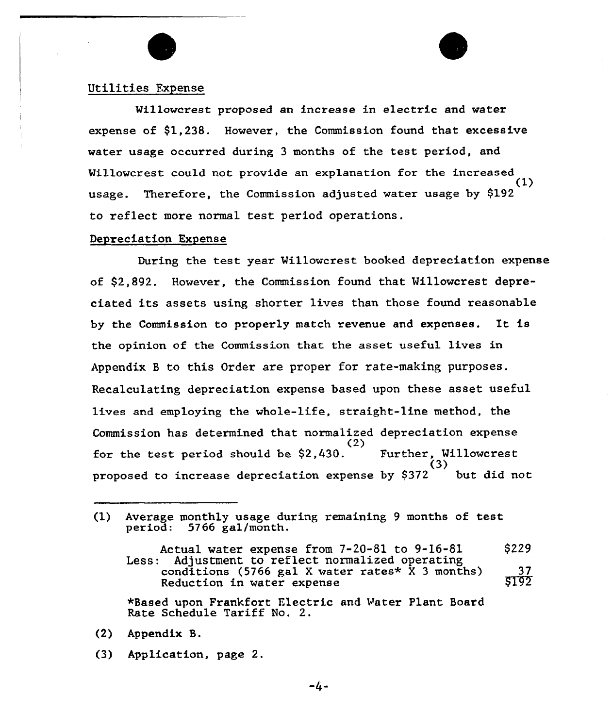Utilities Expense

Willowcrest proposed an increase in electric and water expense of $1,238. However, the Commission found that excessive water usage occurred during 3 months of the test period, and Willowcrest could not provide an explanation for the increased usage. Therefore, the Commission adjusted water usage by $192 [(1)] to reflect more normal test period operations.

Depreciation Expense

During the test year Willowcrest booked depreciation expense of $2,892. However, the Commission found that Willowcrest depreciated its assets using shorter lives than those found reasonable by the Commission to properly match revenue and expenses. It is the opinion of the Commission that the asset useful lives in Appendix B to this Order are proper for rate-making purposes. Recalculating depreciation expense based upon these asset useful lives and employing the whole-life, straight-line method, the Commission has determined that normalized depreciation expense for the test period should be $2,430. [(2)] Further, Willowcrest proposed to increase depreciation expense by $372 [(3)] but did not

---

(1) Average monthly usage during remaining 9 months of test period: 5766 gal/month.

| | |
|---|---|
| Actual water expense from 7-20-81 to 9-16-81 | $229 |
| Less: Adjustment to reflect normalized operating conditions (5766 gal X water rates* X 3 months) | 37 |
| Reduction in water expense | $192 |

*Based upon Frankfort Electric and Water Plant Board Rate Schedule Tariff No. 2.

(2) Appendix B.

(3) Application, page 2.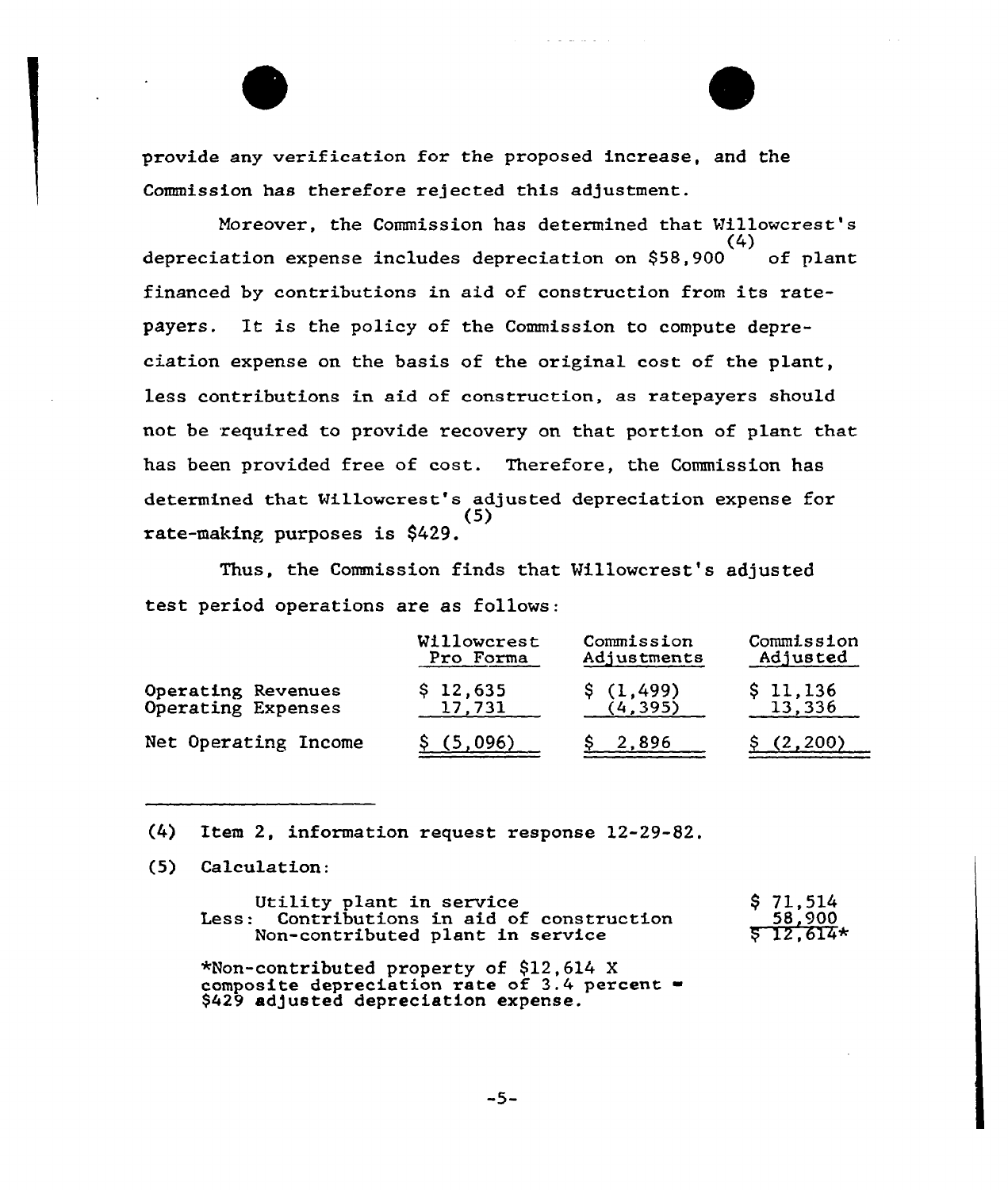provide any verification for the proposed increase, and the Commission has therefore rejected this adjustment.

Moreover, the Commission has determined that Willowcrest's depreciation expense includes depreciation on $58,900[(4)] of plant financed by contributions in aid of construction from its ratepayers. It is the policy of the Commission to compute depreciation expense on the basis of the original cost of the plant, less contributions in aid of construction, as ratepayers should not be required to provide recovery on that portion of plant that has been provided free of cost. Therefore, the Commission has determined that Willowcrest's adjusted depreciation expense for rate-making purposes is $429.[(5)]

Thus, the Commission finds that Willowcrest's adjusted test period operations are as follows:

| | Willowcrest Pro Forma | Commission Adjustments | Commission Adjusted |
|---|---|---|---|
| Operating Revenues | $ 12,635 | $ (1,499) | $ 11,136 |
| Operating Expenses | 17,731 | (4,395) | 13,336 |
| Net Operating Income | $ (5,096) | $ 2,896 | $ (2,200) |

---

(4) Item 2, information request response 12-29-82.

(5) Calculation:

| | |
|---|---|
| Utility plant in service | $ 71,514 |
| Less: Contributions in aid of construction | 58,900 |
| Non-contributed plant in service | $ 12,614* |

*Non-contributed property of $12,614 X composite depreciation rate of 3.4 percent = $429 adjusted depreciation expense.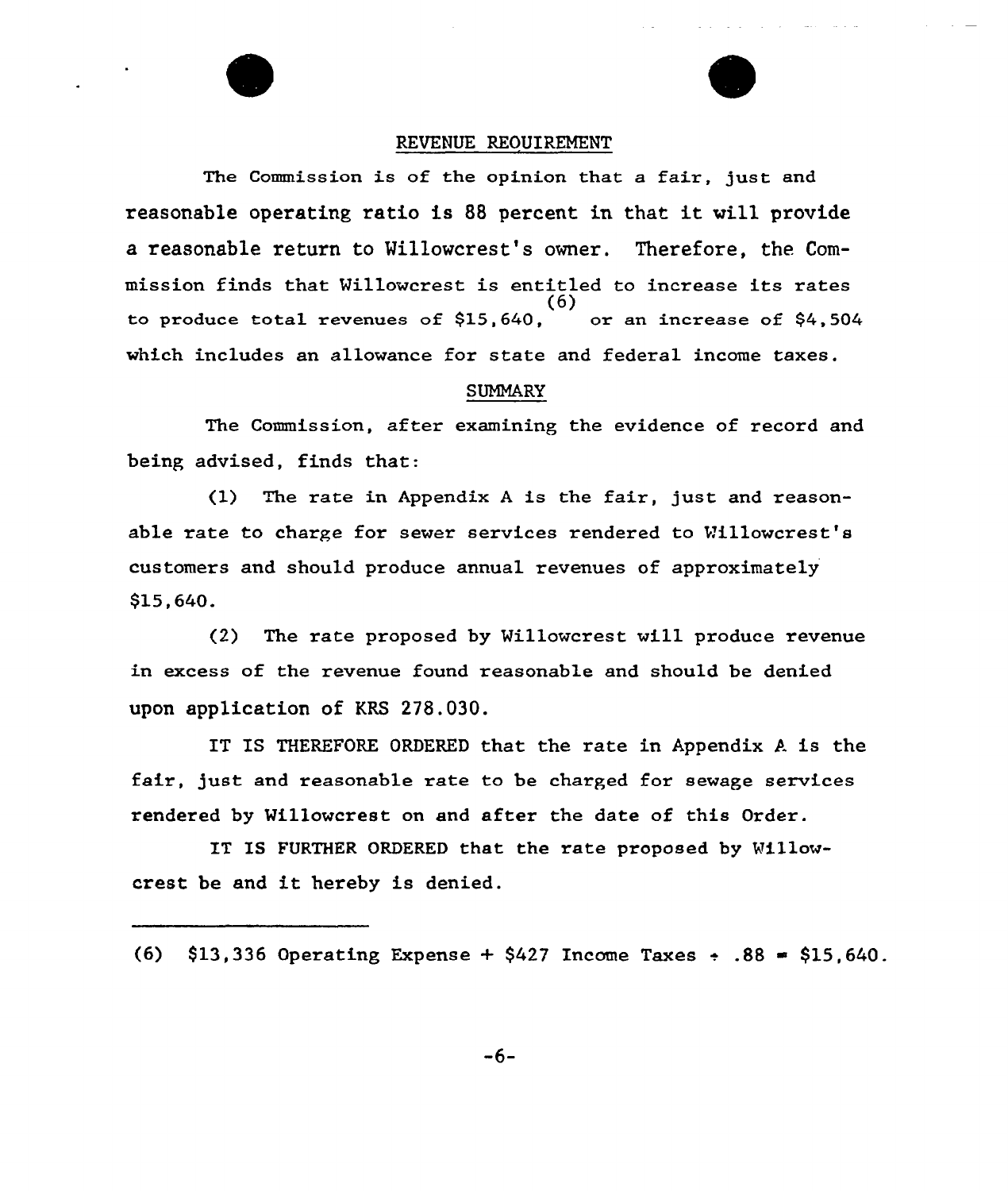## REVENUE REQUIREMENT

The Commission is of the opinion that a fair, just and reasonable operating ratio is 88 percent in that it will provide a reasonable return to Willowcrest's owner. Therefore, the Commission finds that Willowcrest is entitled to increase its rates to produce total revenues of $15,640,[6] or an increase of $4,504 which includes an allowance for state and federal income taxes.

## SUMMARY

The Commission, after examining the evidence of record and being advised, finds that:

(1) The rate in Appendix A is the fair, just and reasonable rate to charge for sewer services rendered to Willowcrest's customers and should produce annual revenues of approximately $15,640.

(2) The rate proposed by Willowcrest will produce revenue in excess of the revenue found reasonable and should be denied upon application of KRS 278.030.

IT IS THEREFORE ORDERED that the rate in Appendix A is the fair, just and reasonable rate to be charged for sewage services rendered by Willowcrest on and after the date of this Order.

IT IS FURTHER ORDERED that the rate proposed by Willowcrest be and it hereby is denied.

---

(6) $13,336 Operating Expense + $427 Income Taxes ÷ .88 = $15,640.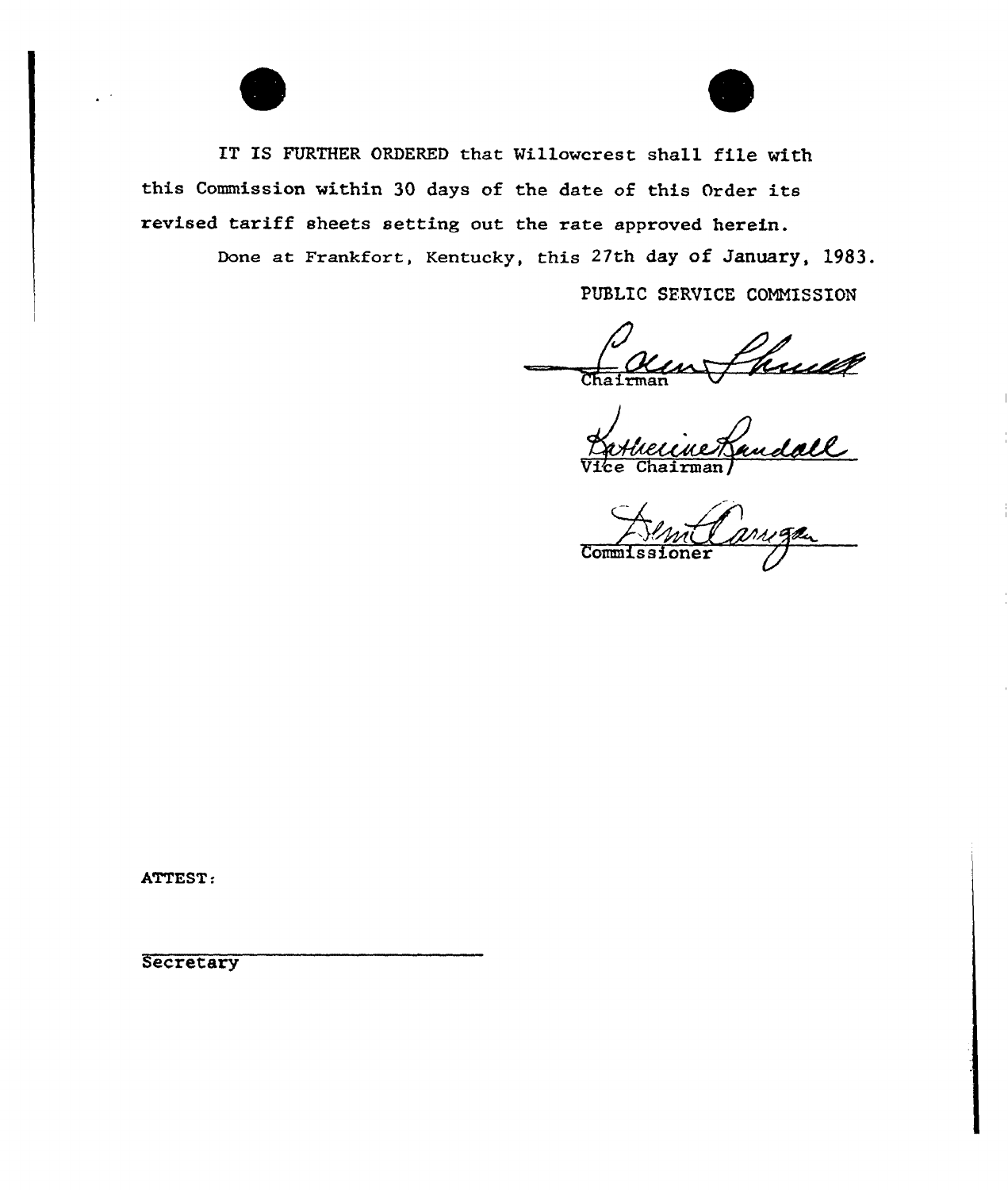IT IS FURTHER ORDERED that Willowcrest shall file with this Commission within 30 days of the date of this Order its revised tariff sheets setting out the rate approved herein.

Done at Frankfort, Kentucky, this 27th day of January, 1983.

PUBLIC SERVICE COMMISSION

Chairman

Vice Chairman

Commissioner

ATTEST:

Secretary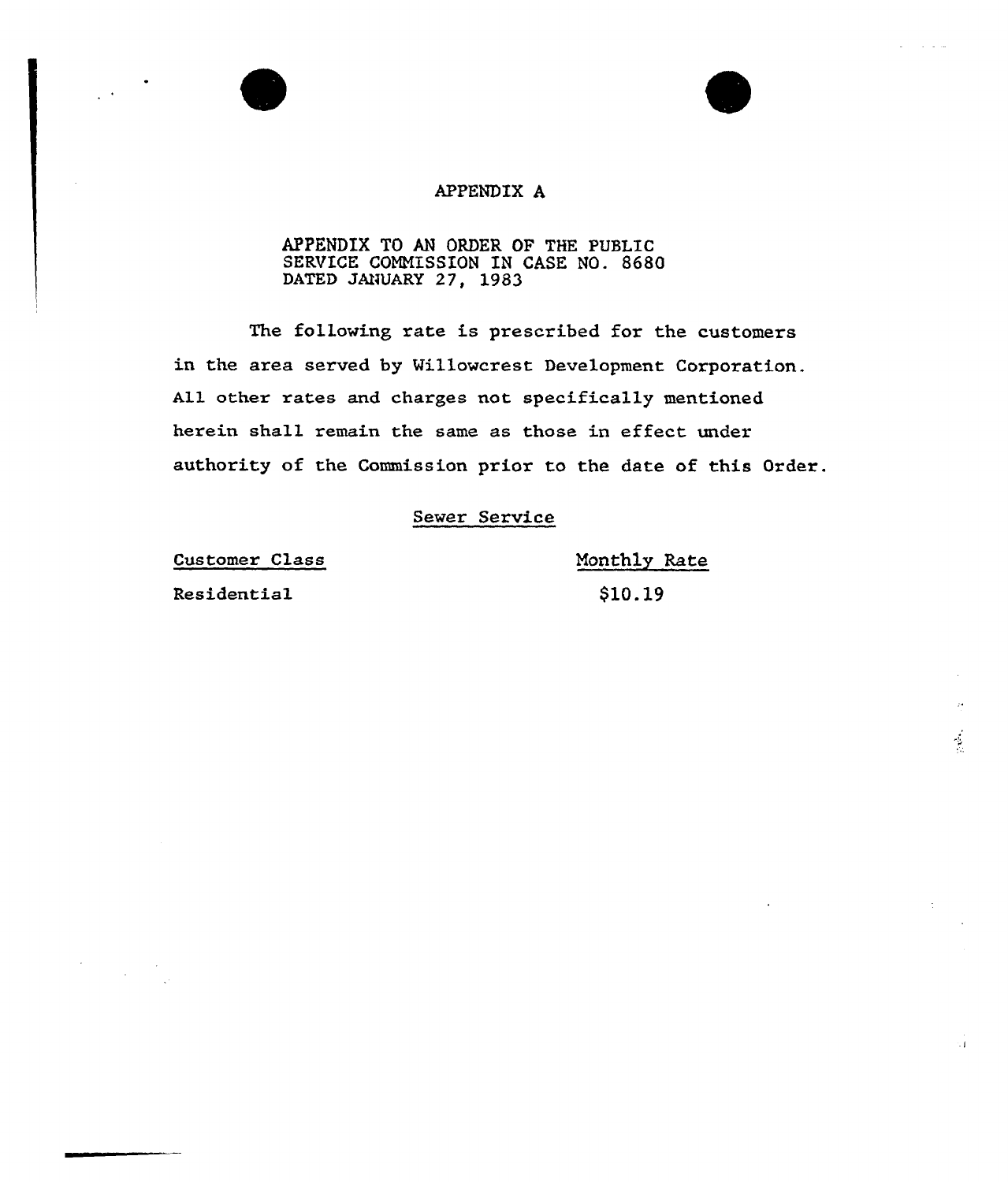# APPENDIX A

APPENDIX TO AN ORDER OF THE PUBLIC SERVICE COMMISSION IN CASE NO. 8680 DATED JANUARY 27, 1983

The following rate is prescribed for the customers in the area served by Willowcrest Development Corporation. All other rates and charges not specifically mentioned herein shall remain the same as those in effect under authority of the Commission prior to the date of this Order.

## Sewer Service

| Customer Class | Monthly Rate |
|---|---|
| Residential | $10.19 |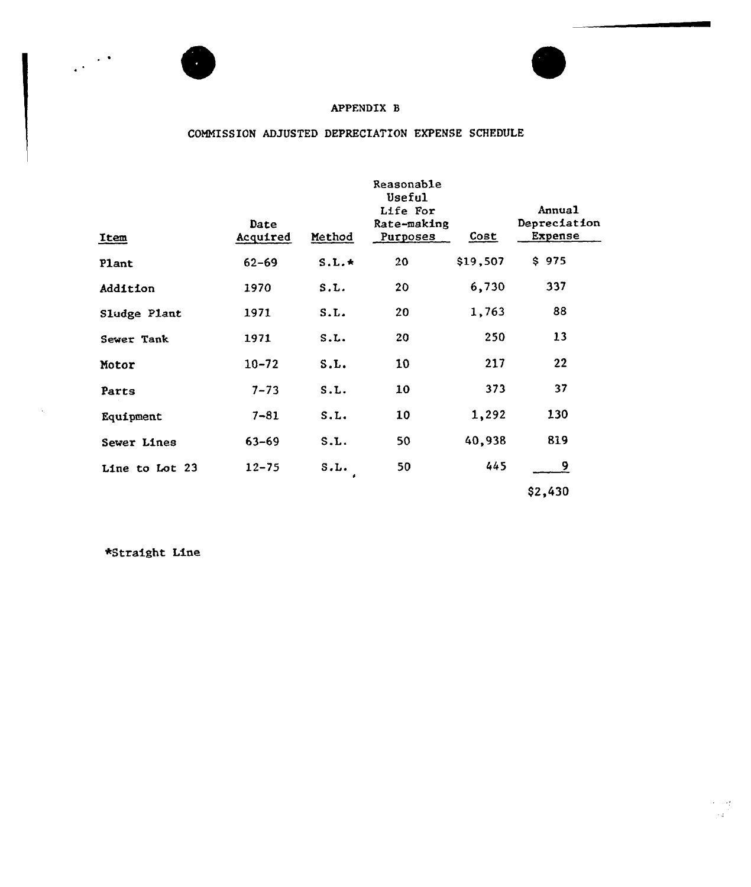# APPENDIX B

## COMMISSION ADJUSTED DEPRECIATION EXPENSE SCHEDULE

| Item | Date Acquired | Method | Reasonable Useful Life For Rate-making Purposes | Cost | Annual Depreciation Expense |
|---|---|---|---|---|---|
| Plant | 62-69 | S.L.* | 20 | $19,507 | $ 975 |
| Addition | 1970 | S.L. | 20 | 6,730 | 337 |
| Sludge Plant | 1971 | S.L. | 20 | 1,763 | 88 |
| Sewer Tank | 1971 | S.L. | 20 | 250 | 13 |
| Motor | 10-72 | S.L. | 10 | 217 | 22 |
| Parts | 7-73 | S.L. | 10 | 373 | 37 |
| Equipment | 7-81 | S.L. | 10 | 1,292 | 130 |
| Sewer Lines | 63-69 | S.L. | 50 | 40,938 | 819 |
| Line to Lot 23 | 12-75 | S.L. | 50 | 445 | 9 |
| | | | | | $2,430 |

*Straight Line